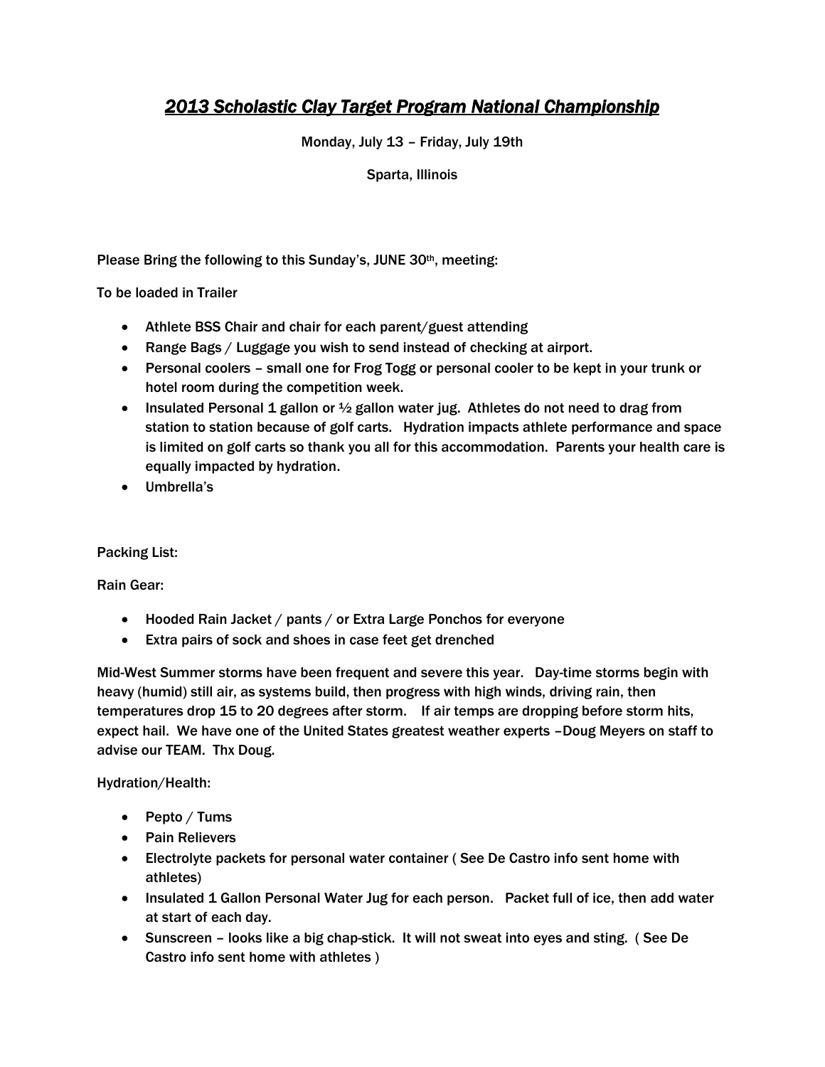# *2013 Scholastic Clay Target Program National Championship*

Monday, July 13 – Friday, July 19th

Sparta, Illinois

Please Bring the following to this Sunday's, JUNE 30th, meeting:

To be loaded in Trailer

- Athlete BSS Chair and chair for each parent/guest attending
- Range Bags / Luggage you wish to send instead of checking at airport.
- Personal coolers – small one for Frog Togg or personal cooler to be kept in your trunk or hotel room during the competition week.
- Insulated Personal 1 gallon or ½ gallon water jug. Athletes do not need to drag from station to station because of golf carts. Hydration impacts athlete performance and space is limited on golf carts so thank you all for this accommodation. Parents your health care is equally impacted by hydration.
- Umbrella's

Packing List:

Rain Gear:

- Hooded Rain Jacket / pants / or Extra Large Ponchos for everyone
- Extra pairs of sock and shoes in case feet get drenched

Mid-West Summer storms have been frequent and severe this year. Day-time storms begin with heavy (humid) still air, as systems build, then progress with high winds, driving rain, then temperatures drop 15 to 20 degrees after storm. If air temps are dropping before storm hits, expect hail. We have one of the United States greatest weather experts –Doug Meyers on staff to advise our TEAM. Thx Doug.

Hydration/Health:

- Pepto / Tums
- Pain Relievers
- Electrolyte packets for personal water container ( See De Castro info sent home with athletes)
- Insulated 1 Gallon Personal Water Jug for each person. Packet full of ice, then add water at start of each day.
- Sunscreen – looks like a big chap-stick. It will not sweat into eyes and sting. ( See De Castro info sent home with athletes )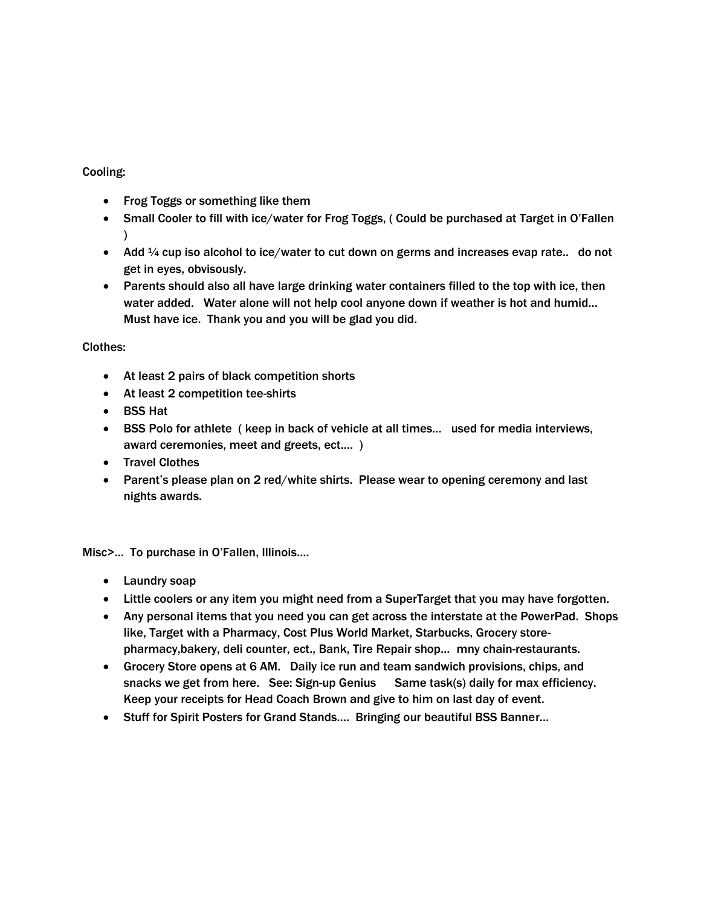Cooling:

- Frog Toggs or something like them
- Small Cooler to fill with ice/water for Frog Toggs, ( Could be purchased at Target in O'Fallen )
- Add ¼ cup iso alcohol to ice/water to cut down on germs and increases evap rate.. do not get in eyes, obvisously.
- Parents should also all have large drinking water containers filled to the top with ice, then water added. Water alone will not help cool anyone down if weather is hot and humid… Must have ice. Thank you and you will be glad you did.

Clothes:

- At least 2 pairs of black competition shorts
- At least 2 competition tee-shirts
- BSS Hat
- BSS Polo for athlete ( keep in back of vehicle at all times… used for media interviews, award ceremonies, meet and greets, ect…. )
- Travel Clothes
- Parent's please plan on 2 red/white shirts. Please wear to opening ceremony and last nights awards.

Misc>… To purchase in O'Fallen, Illinois….

- Laundry soap
- Little coolers or any item you might need from a SuperTarget that you may have forgotten.
- Any personal items that you need you can get across the interstate at the PowerPad. Shops like, Target with a Pharmacy, Cost Plus World Market, Starbucks, Grocery store-pharmacy,bakery, deli counter, ect., Bank, Tire Repair shop… mny chain-restaurants.
- Grocery Store opens at 6 AM. Daily ice run and team sandwich provisions, chips, and snacks we get from here. See: Sign-up Genius Same task(s) daily for max efficiency. Keep your receipts for Head Coach Brown and give to him on last day of event.
- Stuff for Spirit Posters for Grand Stands…. Bringing our beautiful BSS Banner…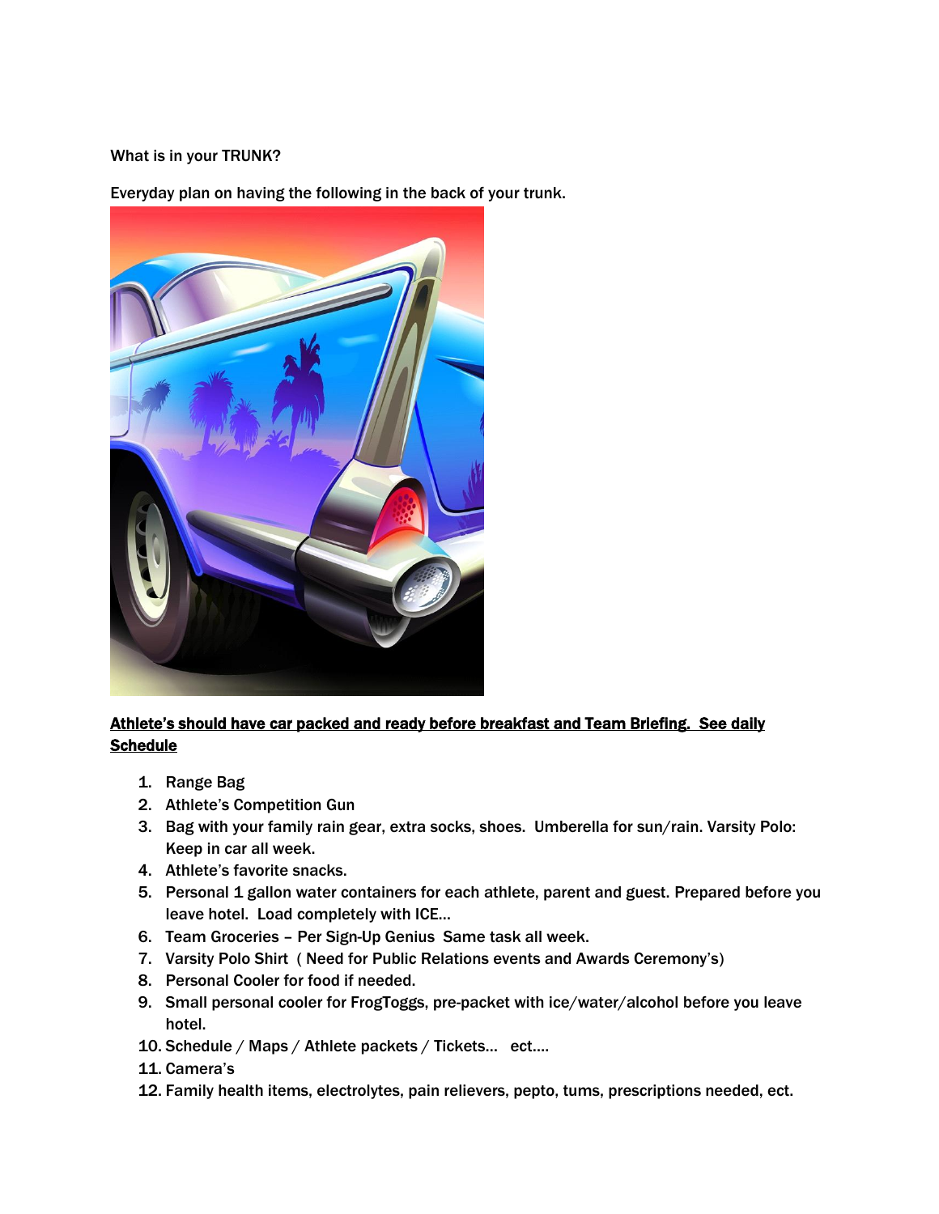What is in your TRUNK?

Everyday plan on having the following in the back of your trunk.

**<u>Athlete's should have car packed and ready before breakfast and Team Briefing. See daily Schedule</u>**

1. Range Bag
2. Athlete's Competition Gun
3. Bag with your family rain gear, extra socks, shoes. Umberella for sun/rain. Varsity Polo: Keep in car all week.
4. Athlete's favorite snacks.
5. Personal 1 gallon water containers for each athlete, parent and guest. Prepared before you leave hotel. Load completely with ICE…
6. Team Groceries – Per Sign-Up Genius Same task all week.
7. Varsity Polo Shirt ( Need for Public Relations events and Awards Ceremony's)
8. Personal Cooler for food if needed.
9. Small personal cooler for FrogToggs, pre-packet with ice/water/alcohol before you leave hotel.
10. Schedule / Maps / Athlete packets / Tickets… ect….
11. Camera's
12. Family health items, electrolytes, pain relievers, pepto, tums, prescriptions needed, ect.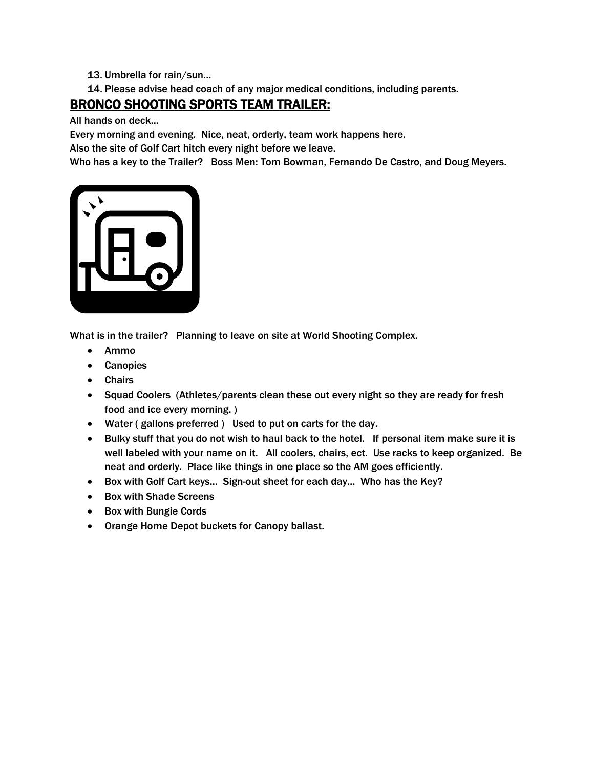13. Umbrella for rain/sun…
14. Please advise head coach of any major medical conditions, including parents.

## BRONCO SHOOTING SPORTS TEAM TRAILER:

All hands on deck…

Every morning and evening. Nice, neat, orderly, team work happens here.

Also the site of Golf Cart hitch every night before we leave.

Who has a key to the Trailer? Boss Men: Tom Bowman, Fernando De Castro, and Doug Meyers.

What is in the trailer? Planning to leave on site at World Shooting Complex.

- Ammo
- Canopies
- Chairs
- Squad Coolers (Athletes/parents clean these out every night so they are ready for fresh food and ice every morning. )
- Water ( gallons preferred ) Used to put on carts for the day.
- Bulky stuff that you do not wish to haul back to the hotel. If personal item make sure it is well labeled with your name on it. All coolers, chairs, ect. Use racks to keep organized. Be neat and orderly. Place like things in one place so the AM goes efficiently.
- Box with Golf Cart keys… Sign-out sheet for each day… Who has the Key?
- Box with Shade Screens
- Box with Bungie Cords
- Orange Home Depot buckets for Canopy ballast.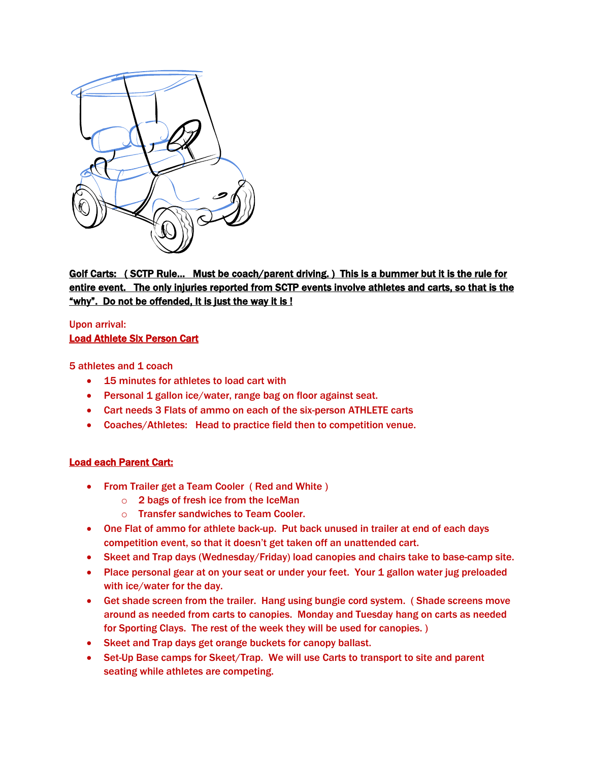**Golf Carts: ( SCTP Rule… Must be coach/parent driving. ) This is a bummer but it is the rule for entire event. The only injuries reported from SCTP events involve athletes and carts, so that is the "why". Do not be offended, It is just the way it is !**

Upon arrival:

**Load Athlete Six Person Cart**

5 athletes and 1 coach

- 15 minutes for athletes to load cart with
- Personal 1 gallon ice/water, range bag on floor against seat.
- Cart needs 3 Flats of ammo on each of the six-person ATHLETE carts
- Coaches/Athletes: Head to practice field then to competition venue.

**Load each Parent Cart:**

- From Trailer get a Team Cooler ( Red and White )
  - 2 bags of fresh ice from the IceMan
  - Transfer sandwiches to Team Cooler.
- One Flat of ammo for athlete back-up. Put back unused in trailer at end of each days competition event, so that it doesn't get taken off an unattended cart.
- Skeet and Trap days (Wednesday/Friday) load canopies and chairs take to base-camp site.
- Place personal gear at on your seat or under your feet. Your 1 gallon water jug preloaded with ice/water for the day.
- Get shade screen from the trailer. Hang using bungie cord system. ( Shade screens move around as needed from carts to canopies. Monday and Tuesday hang on carts as needed for Sporting Clays. The rest of the week they will be used for canopies. )
- Skeet and Trap days get orange buckets for canopy ballast.
- Set-Up Base camps for Skeet/Trap. We will use Carts to transport to site and parent seating while athletes are competing.